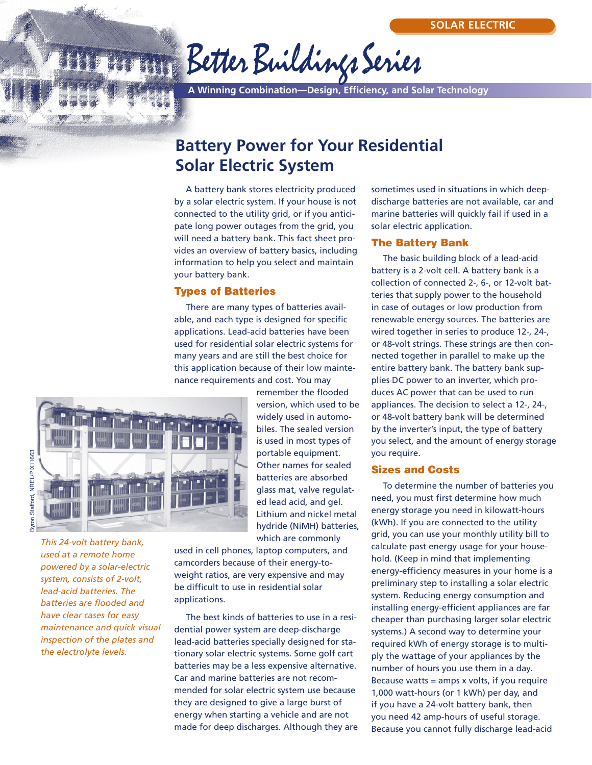SOLAR ELECTRIC

Better Buildings Series

**A Winning Combination—Design, Efficiency, and Solar Technology**

# Battery Power for Your Residential Solar Electric System

A battery bank stores electricity produced by a solar electric system. If your house is not connected to the utility grid, or if you anticipate long power outages from the grid, you will need a battery bank. This fact sheet provides an overview of battery basics, including information to help you select and maintain your battery bank.

## Types of Batteries

There are many types of batteries available, and each type is designed for specific applications. Lead-acid batteries have been used for residential solar electric systems for many years and are still the best choice for this application because of their low maintenance requirements and cost. You may remember the flooded version, which used to be widely used in automobiles. The sealed version is used in most types of portable equipment. Other names for sealed batteries are absorbed glass mat, valve regulated lead acid, and gel. Lithium and nickel metal hydride (NiMH) batteries, which are commonly used in cell phones, laptop computers, and camcorders because of their energy-to-weight ratios, are very expensive and may be difficult to use in residential solar applications.

Byron Stafford, NREL/PIX11663

*This 24-volt battery bank, used at a remote home powered by a solar-electric system, consists of 2-volt, lead-acid batteries. The batteries are flooded and have clear cases for easy maintenance and quick visual inspection of the plates and the electrolyte levels.*

The best kinds of batteries to use in a residential power system are deep-discharge lead-acid batteries specially designed for stationary solar electric systems. Some golf cart batteries may be a less expensive alternative. Car and marine batteries are not recommended for solar electric system use because they are designed to give a large burst of energy when starting a vehicle and are not made for deep discharges. Although they are sometimes used in situations in which deep-discharge batteries are not available, car and marine batteries will quickly fail if used in a solar electric application.

## The Battery Bank

The basic building block of a lead-acid battery is a 2-volt cell. A battery bank is a collection of connected 2-, 6-, or 12-volt batteries that supply power to the household in case of outages or low production from renewable energy sources. The batteries are wired together in series to produce 12-, 24-, or 48-volt strings. These strings are then connected together in parallel to make up the entire battery bank. The battery bank supplies DC power to an inverter, which produces AC power that can be used to run appliances. The decision to select a 12-, 24-, or 48-volt battery bank will be determined by the inverter's input, the type of battery you select, and the amount of energy storage you require.

## Sizes and Costs

To determine the number of batteries you need, you must first determine how much energy storage you need in kilowatt-hours (kWh). If you are connected to the utility grid, you can use your monthly utility bill to calculate past energy usage for your household. (Keep in mind that implementing energy-efficiency measures in your home is a preliminary step to installing a solar electric system. Reducing energy consumption and installing energy-efficient appliances are far cheaper than purchasing larger solar electric systems.) A second way to determine your required kWh of energy storage is to multiply the wattage of your appliances by the number of hours you use them in a day. Because watts = amps x volts, if you require 1,000 watt-hours (or 1 kWh) per day, and if you have a 24-volt battery bank, then you need 42 amp-hours of useful storage. Because you cannot fully discharge lead-acid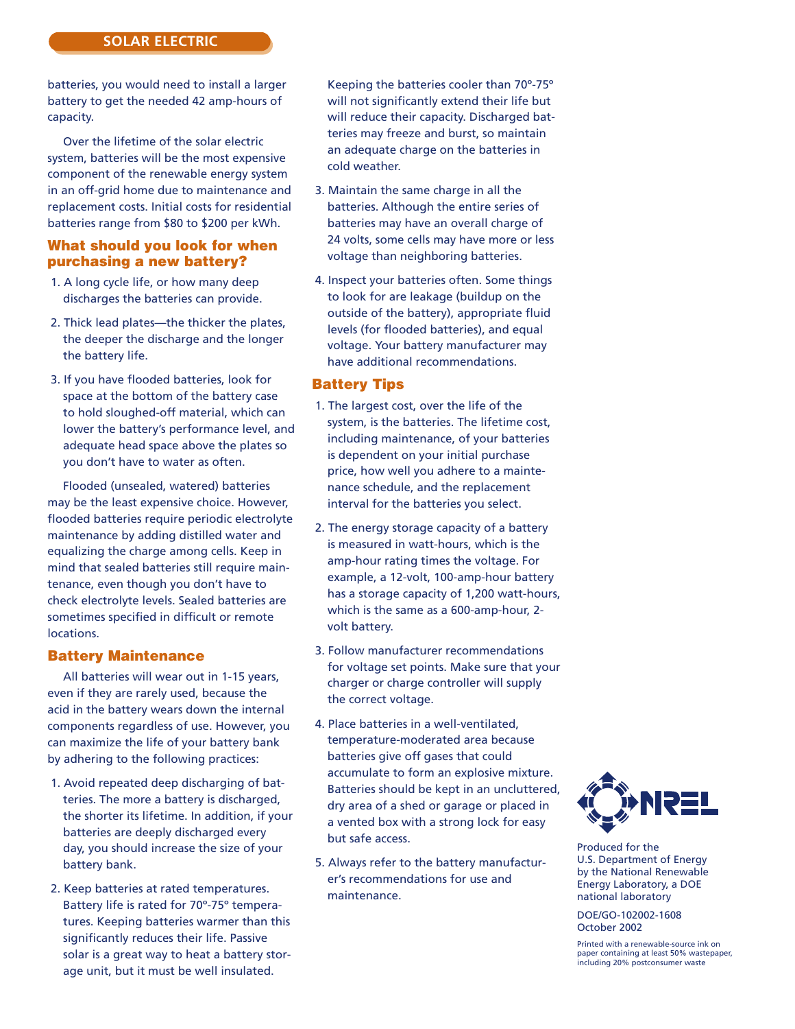batteries, you would need to install a larger battery to get the needed 42 amp-hours of capacity.

Over the lifetime of the solar electric system, batteries will be the most expensive component of the renewable energy system in an off-grid home due to maintenance and replacement costs. Initial costs for residential batteries range from $80 to $200 per kWh.

### What should you look for when purchasing a new battery?

1. A long cycle life, or how many deep discharges the batteries can provide.
2. Thick lead plates—the thicker the plates, the deeper the discharge and the longer the battery life.
3. If you have flooded batteries, look for space at the bottom of the battery case to hold sloughed-off material, which can lower the battery's performance level, and adequate head space above the plates so you don't have to water as often.

Flooded (unsealed, watered) batteries may be the least expensive choice. However, flooded batteries require periodic electrolyte maintenance by adding distilled water and equalizing the charge among cells. Keep in mind that sealed batteries still require maintenance, even though you don't have to check electrolyte levels. Sealed batteries are sometimes specified in difficult or remote locations.

### Battery Maintenance

All batteries will wear out in 1-15 years, even if they are rarely used, because the acid in the battery wears down the internal components regardless of use. However, you can maximize the life of your battery bank by adhering to the following practices:

1. Avoid repeated deep discharging of batteries. The more a battery is discharged, the shorter its lifetime. In addition, if your batteries are deeply discharged every day, you should increase the size of your battery bank.
2. Keep batteries at rated temperatures. Battery life is rated for 70º-75º temperatures. Keeping batteries warmer than this significantly reduces their life. Passive solar is a great way to heat a battery storage unit, but it must be well insulated. Keeping the batteries cooler than 70º-75º will not significantly extend their life but will reduce their capacity. Discharged batteries may freeze and burst, so maintain an adequate charge on the batteries in cold weather.
3. Maintain the same charge in all the batteries. Although the entire series of batteries may have an overall charge of 24 volts, some cells may have more or less voltage than neighboring batteries.
4. Inspect your batteries often. Some things to look for are leakage (buildup on the outside of the battery), appropriate fluid levels (for flooded batteries), and equal voltage. Your battery manufacturer may have additional recommendations.

### Battery Tips

1. The largest cost, over the life of the system, is the batteries. The lifetime cost, including maintenance, of your batteries is dependent on your initial purchase price, how well you adhere to a maintenance schedule, and the replacement interval for the batteries you select.
2. The energy storage capacity of a battery is measured in watt-hours, which is the amp-hour rating times the voltage. For example, a 12-volt, 100-amp-hour battery has a storage capacity of 1,200 watt-hours, which is the same as a 600-amp-hour, 2-volt battery.
3. Follow manufacturer recommendations for voltage set points. Make sure that your charger or charge controller will supply the correct voltage.
4. Place batteries in a well-ventilated, temperature-moderated area because batteries give off gases that could accumulate to form an explosive mixture. Batteries should be kept in an uncluttered, dry area of a shed or garage or placed in a vented box with a strong lock for easy but safe access.
5. Always refer to the battery manufacturer's recommendations for use and maintenance.

NREL

Produced for the U.S. Department of Energy by the National Renewable Energy Laboratory, a DOE national laboratory

DOE/GO-102002-1608
October 2002

Printed with a renewable-source ink on paper containing at least 50% wastepaper, including 20% postconsumer waste